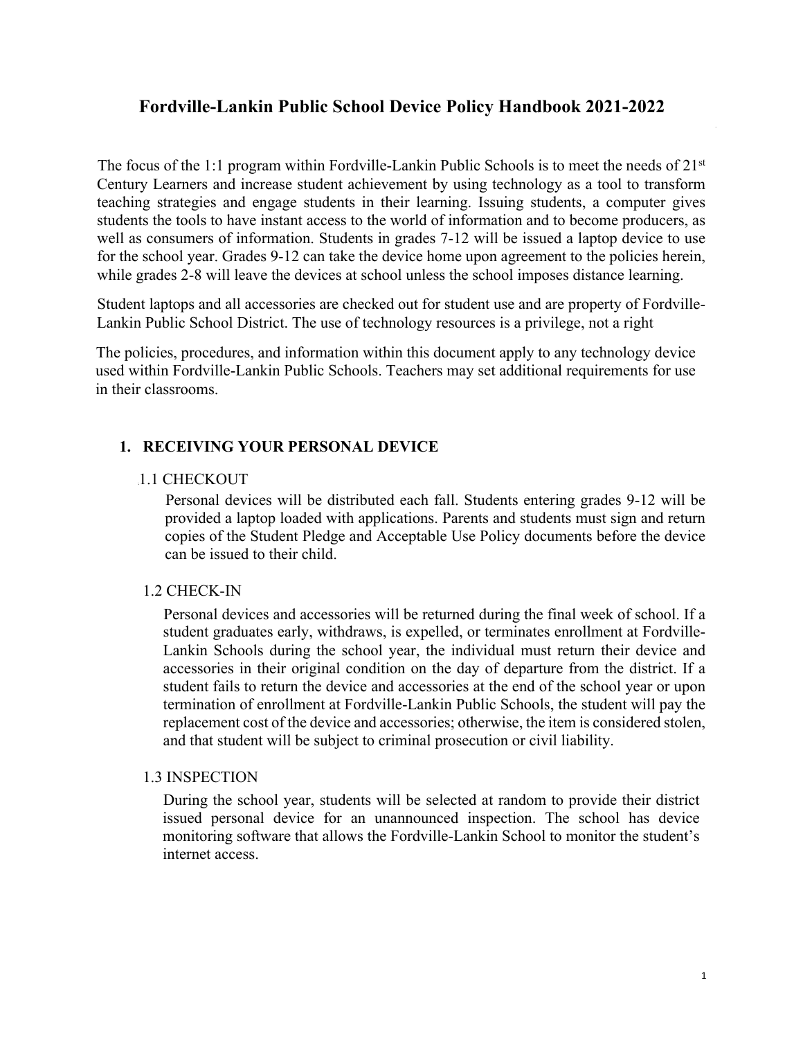# Fordville-Lankin Public School Device Policy Handbook 2021-2022

The focus of the 1:1 program within Fordville-Lankin Public Schools is to meet the needs of 21st Century Learners and increase student achievement by using technology as a tool to transform teaching strategies and engage students in their learning. Issuing students, a computer gives students the tools to have instant access to the world of information and to become producers, as well as consumers of information. Students in grades 7-12 will be issued a laptop device to use for the school year. Grades 9-12 can take the device home upon agreement to the policies herein, while grades 2-8 will leave the devices at school unless the school imposes distance learning.

Student laptops and all accessories are checked out for student use and are property of Fordville-Lankin Public School District. The use of technology resources is a privilege, not a right

The policies, procedures, and information within this document apply to any technology device used within Fordville-Lankin Public Schools. Teachers may set additional requirements for use in their classrooms.

## 1. RECEIVING YOUR PERSONAL DEVICE

### 1.1 CHECKOUT

Personal devices will be distributed each fall. Students entering grades 9-12 will be provided a laptop loaded with applications. Parents and students must sign and return copies of the Student Pledge and Acceptable Use Policy documents before the device can be issued to their child.

### 1.2 CHECK-IN

Personal devices and accessories will be returned during the final week of school. If a student graduates early, withdraws, is expelled, or terminates enrollment at Fordville-Lankin Schools during the school year, the individual must return their device and accessories in their original condition on the day of departure from the district. If a student fails to return the device and accessories at the end of the school year or upon termination of enrollment at Fordville-Lankin Public Schools, the student will pay the replacement cost of the device and accessories; otherwise, the item is considered stolen, and that student will be subject to criminal prosecution or civil liability.

### 1.3 INSPECTION

During the school year, students will be selected at random to provide their district issued personal device for an unannounced inspection. The school has device monitoring software that allows the Fordville-Lankin School to monitor the student's internet access.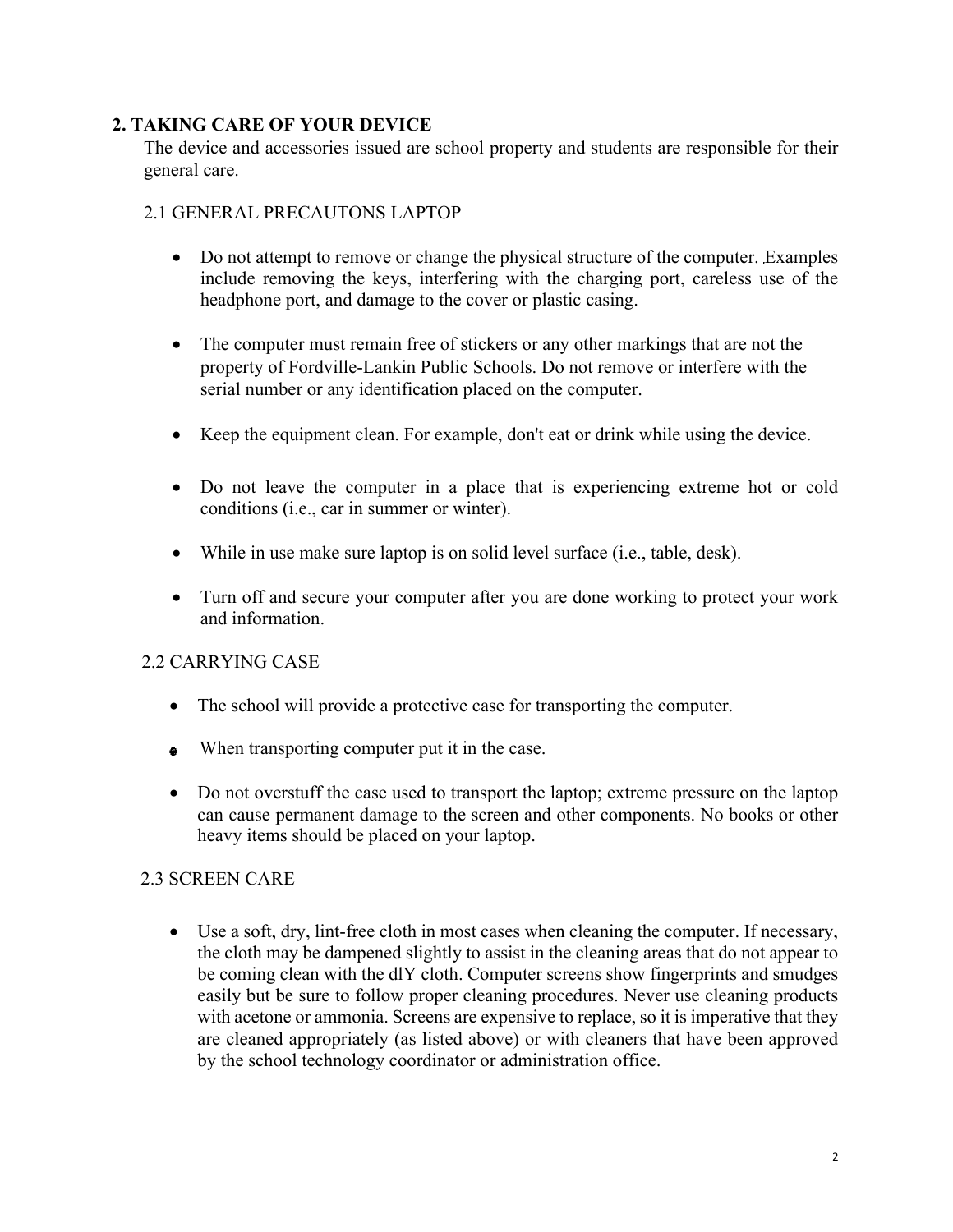## 2. TAKING CARE OF YOUR DEVICE

The device and accessories issued are school property and students are responsible for their general care.

### 2.1 GENERAL PRECAUTONS LAPTOP

- Do not attempt to remove or change the physical structure of the computer. Examples include removing the keys, interfering with the charging port, careless use of the headphone port, and damage to the cover or plastic casing.
- The computer must remain free of stickers or any other markings that are not the property of Fordville-Lankin Public Schools. Do not remove or interfere with the serial number or any identification placed on the computer.
- Keep the equipment clean. For example, don't eat or drink while using the device.
- Do not leave the computer in a place that is experiencing extreme hot or cold conditions (i.e., car in summer or winter).
- While in use make sure laptop is on solid level surface (i.e., table, desk).
- Turn off and secure your computer after you are done working to protect your work and information.

### 2.2 CARRYING CASE

- The school will provide a protective case for transporting the computer.
- When transporting computer put it in the case.
- Do not overstuff the case used to transport the laptop; extreme pressure on the laptop can cause permanent damage to the screen and other components. No books or other heavy items should be placed on your laptop.

### 2.3 SCREEN CARE

- Use a soft, dry, lint-free cloth in most cases when cleaning the computer. If necessary, the cloth may be dampened slightly to assist in the cleaning areas that do not appear to be coming clean with the dlY cloth. Computer screens show fingerprints and smudges easily but be sure to follow proper cleaning procedures. Never use cleaning products with acetone or ammonia. Screens are expensive to replace, so it is imperative that they are cleaned appropriately (as listed above) or with cleaners that have been approved by the school technology coordinator or administration office.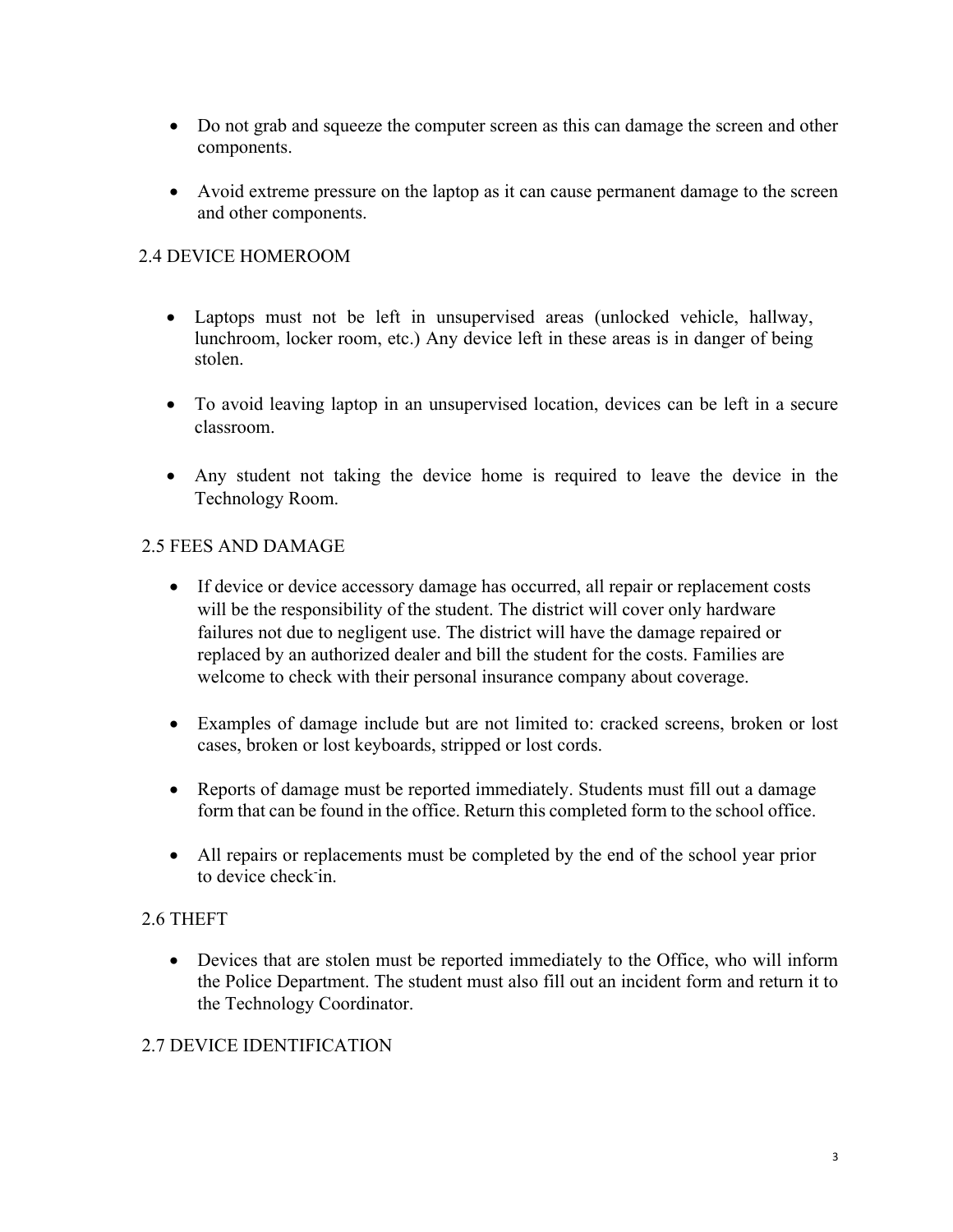- Do not grab and squeeze the computer screen as this can damage the screen and other components.

- Avoid extreme pressure on the laptop as it can cause permanent damage to the screen and other components.

## 2.4 DEVICE HOMEROOM

- Laptops must not be left in unsupervised areas (unlocked vehicle, hallway, lunchroom, locker room, etc.) Any device left in these areas is in danger of being stolen.

- To avoid leaving laptop in an unsupervised location, devices can be left in a secure classroom.

- Any student not taking the device home is required to leave the device in the Technology Room.

## 2.5 FEES AND DAMAGE

- If device or device accessory damage has occurred, all repair or replacement costs will be the responsibility of the student. The district will cover only hardware failures not due to negligent use. The district will have the damage repaired or replaced by an authorized dealer and bill the student for the costs. Families are welcome to check with their personal insurance company about coverage.

- Examples of damage include but are not limited to: cracked screens, broken or lost cases, broken or lost keyboards, stripped or lost cords.

- Reports of damage must be reported immediately. Students must fill out a damage form that can be found in the office. Return this completed form to the school office.

- All repairs or replacements must be completed by the end of the school year prior to device check-in.

## 2.6 THEFT

- Devices that are stolen must be reported immediately to the Office, who will inform the Police Department. The student must also fill out an incident form and return it to the Technology Coordinator.

## 2.7 DEVICE IDENTIFICATION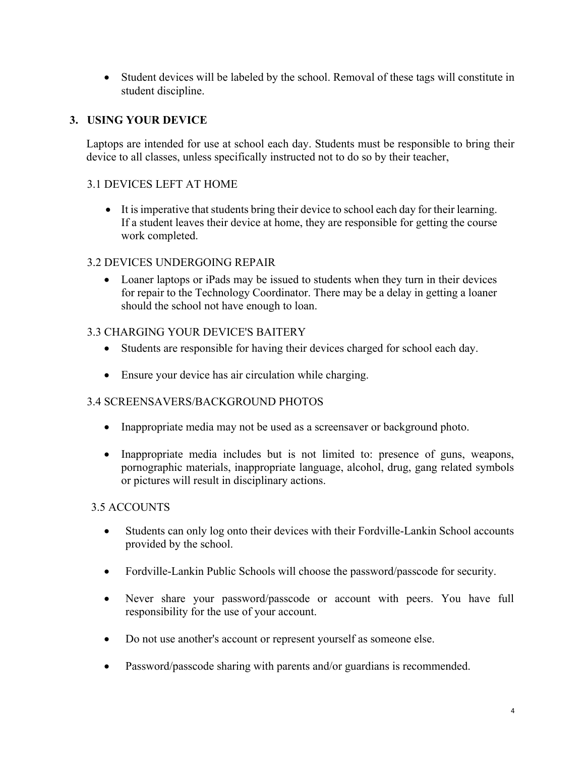- Student devices will be labeled by the school. Removal of these tags will constitute in student discipline.

## 3. USING YOUR DEVICE

Laptops are intended for use at school each day. Students must be responsible to bring their device to all classes, unless specifically instructed not to do so by their teacher,

### 3.1 DEVICES LEFT AT HOME

- It is imperative that students bring their device to school each day for their learning. If a student leaves their device at home, they are responsible for getting the course work completed.

### 3.2 DEVICES UNDERGOING REPAIR

- Loaner laptops or iPads may be issued to students when they turn in their devices for repair to the Technology Coordinator. There may be a delay in getting a loaner should the school not have enough to loan.

### 3.3 CHARGING YOUR DEVICE'S BAITERY

- Students are responsible for having their devices charged for school each day.
- Ensure your device has air circulation while charging.

### 3.4 SCREENSAVERS/BACKGROUND PHOTOS

- Inappropriate media may not be used as a screensaver or background photo.
- Inappropriate media includes but is not limited to: presence of guns, weapons, pornographic materials, inappropriate language, alcohol, drug, gang related symbols or pictures will result in disciplinary actions.

### 3.5 ACCOUNTS

- Students can only log onto their devices with their Fordville-Lankin School accounts provided by the school.
- Fordville-Lankin Public Schools will choose the password/passcode for security.
- Never share your password/passcode or account with peers. You have full responsibility for the use of your account.
- Do not use another's account or represent yourself as someone else.
- Password/passcode sharing with parents and/or guardians is recommended.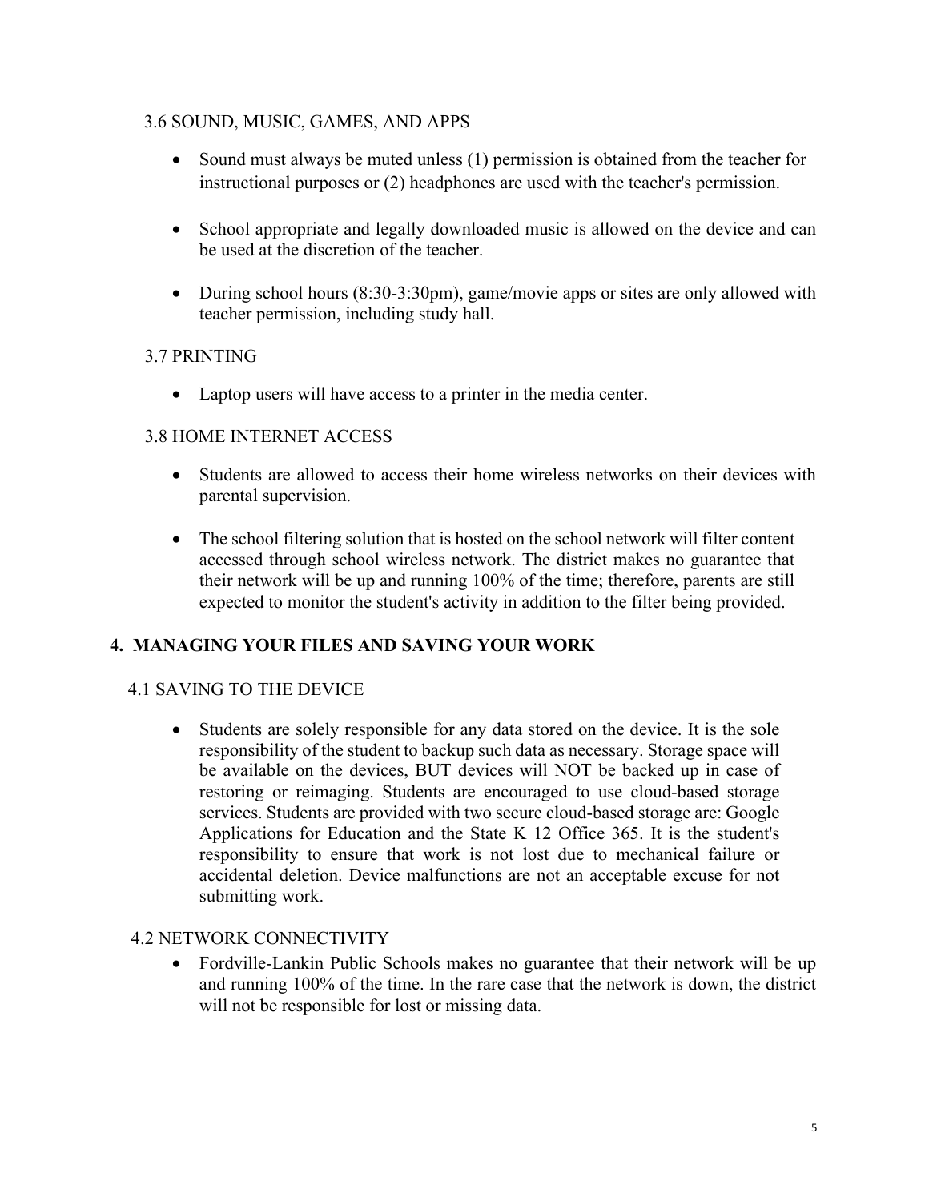### 3.6 SOUND, MUSIC, GAMES, AND APPS

- Sound must always be muted unless (1) permission is obtained from the teacher for instructional purposes or (2) headphones are used with the teacher's permission.
- School appropriate and legally downloaded music is allowed on the device and can be used at the discretion of the teacher.
- During school hours (8:30-3:30pm), game/movie apps or sites are only allowed with teacher permission, including study hall.

### 3.7 PRINTING

- Laptop users will have access to a printer in the media center.

### 3.8 HOME INTERNET ACCESS

- Students are allowed to access their home wireless networks on their devices with parental supervision.
- The school filtering solution that is hosted on the school network will filter content accessed through school wireless network. The district makes no guarantee that their network will be up and running 100% of the time; therefore, parents are still expected to monitor the student's activity in addition to the filter being provided.

## 4. MANAGING YOUR FILES AND SAVING YOUR WORK

### 4.1 SAVING TO THE DEVICE

- Students are solely responsible for any data stored on the device. It is the sole responsibility of the student to backup such data as necessary. Storage space will be available on the devices, BUT devices will NOT be backed up in case of restoring or reimaging. Students are encouraged to use cloud-based storage services. Students are provided with two secure cloud-based storage are: Google Applications for Education and the State K 12 Office 365. It is the student's responsibility to ensure that work is not lost due to mechanical failure or accidental deletion. Device malfunctions are not an acceptable excuse for not submitting work.

### 4.2 NETWORK CONNECTIVITY

- Fordville-Lankin Public Schools makes no guarantee that their network will be up and running 100% of the time. In the rare case that the network is down, the district will not be responsible for lost or missing data.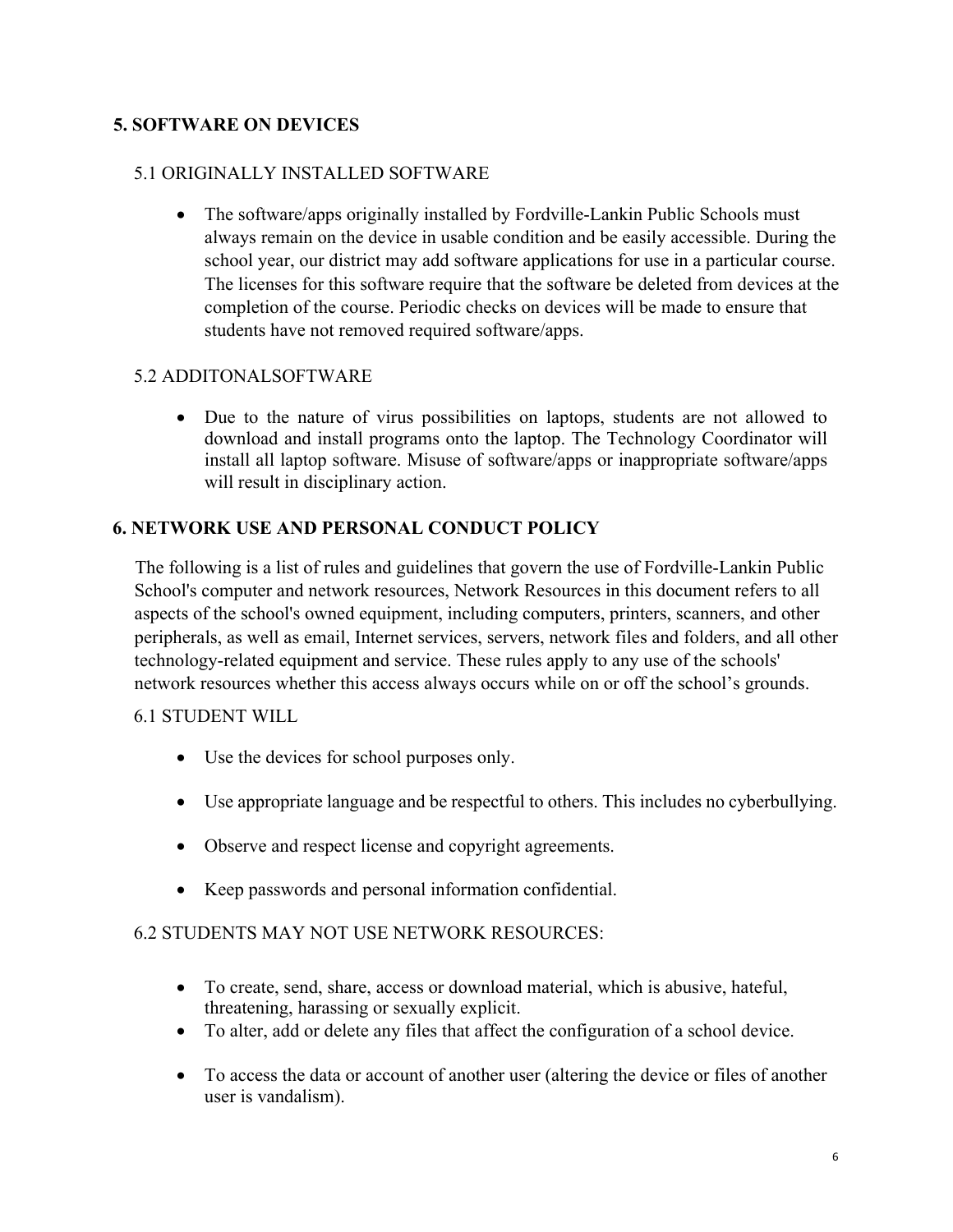## 5. SOFTWARE ON DEVICES

### 5.1 ORIGINALLY INSTALLED SOFTWARE

- The software/apps originally installed by Fordville-Lankin Public Schools must always remain on the device in usable condition and be easily accessible. During the school year, our district may add software applications for use in a particular course. The licenses for this software require that the software be deleted from devices at the completion of the course. Periodic checks on devices will be made to ensure that students have not removed required software/apps.

### 5.2 ADDITONALSOFTWARE

- Due to the nature of virus possibilities on laptops, students are not allowed to download and install programs onto the laptop. The Technology Coordinator will install all laptop software. Misuse of software/apps or inappropriate software/apps will result in disciplinary action.

## 6. NETWORK USE AND PERSONAL CONDUCT POLICY

The following is a list of rules and guidelines that govern the use of Fordville-Lankin Public School's computer and network resources, Network Resources in this document refers to all aspects of the school's owned equipment, including computers, printers, scanners, and other peripherals, as well as email, Internet services, servers, network files and folders, and all other technology-related equipment and service. These rules apply to any use of the schools' network resources whether this access always occurs while on or off the school's grounds.

### 6.1 STUDENT WILL

- Use the devices for school purposes only.
- Use appropriate language and be respectful to others. This includes no cyberbullying.
- Observe and respect license and copyright agreements.
- Keep passwords and personal information confidential.

### 6.2 STUDENTS MAY NOT USE NETWORK RESOURCES:

- To create, send, share, access or download material, which is abusive, hateful, threatening, harassing or sexually explicit.
- To alter, add or delete any files that affect the configuration of a school device.
- To access the data or account of another user (altering the device or files of another user is vandalism).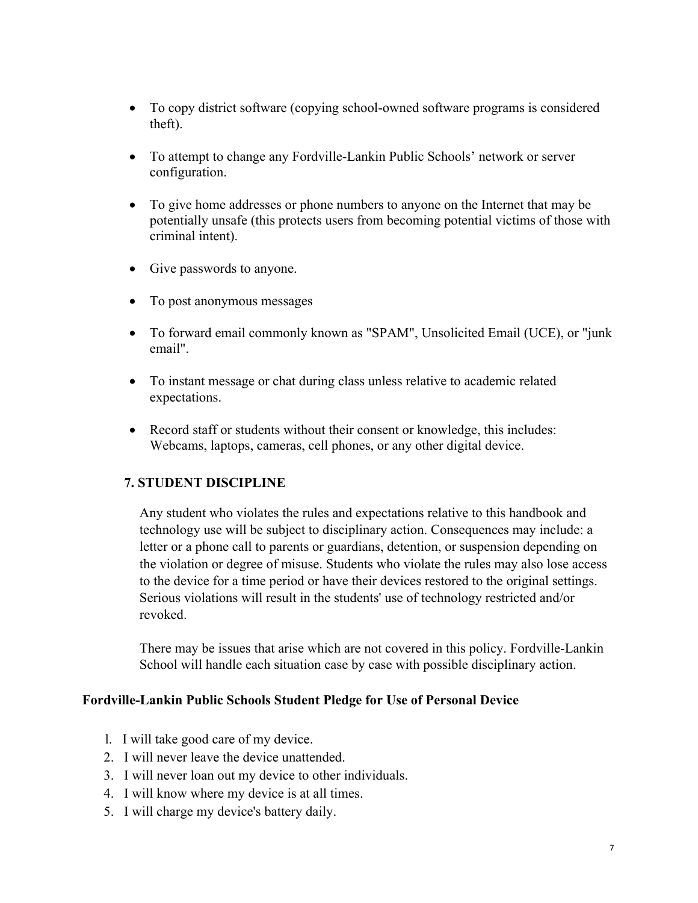- To copy district software (copying school-owned software programs is considered theft).
- To attempt to change any Fordville-Lankin Public Schools' network or server configuration.
- To give home addresses or phone numbers to anyone on the Internet that may be potentially unsafe (this protects users from becoming potential victims of those with criminal intent).
- Give passwords to anyone.
- To post anonymous messages
- To forward email commonly known as "SPAM", Unsolicited Email (UCE), or "junk email".
- To instant message or chat during class unless relative to academic related expectations.
- Record staff or students without their consent or knowledge, this includes: Webcams, laptops, cameras, cell phones, or any other digital device.

## 7. STUDENT DISCIPLINE

Any student who violates the rules and expectations relative to this handbook and technology use will be subject to disciplinary action. Consequences may include: a letter or a phone call to parents or guardians, detention, or suspension depending on the violation or degree of misuse. Students who violate the rules may also lose access to the device for a time period or have their devices restored to the original settings. Serious violations will result in the students' use of technology restricted and/or revoked.

There may be issues that arise which are not covered in this policy. Fordville-Lankin School will handle each situation case by case with possible disciplinary action.

## Fordville-Lankin Public Schools Student Pledge for Use of Personal Device

1. I will take good care of my device.
2. I will never leave the device unattended.
3. I will never loan out my device to other individuals.
4. I will know where my device is at all times.
5. I will charge my device's battery daily.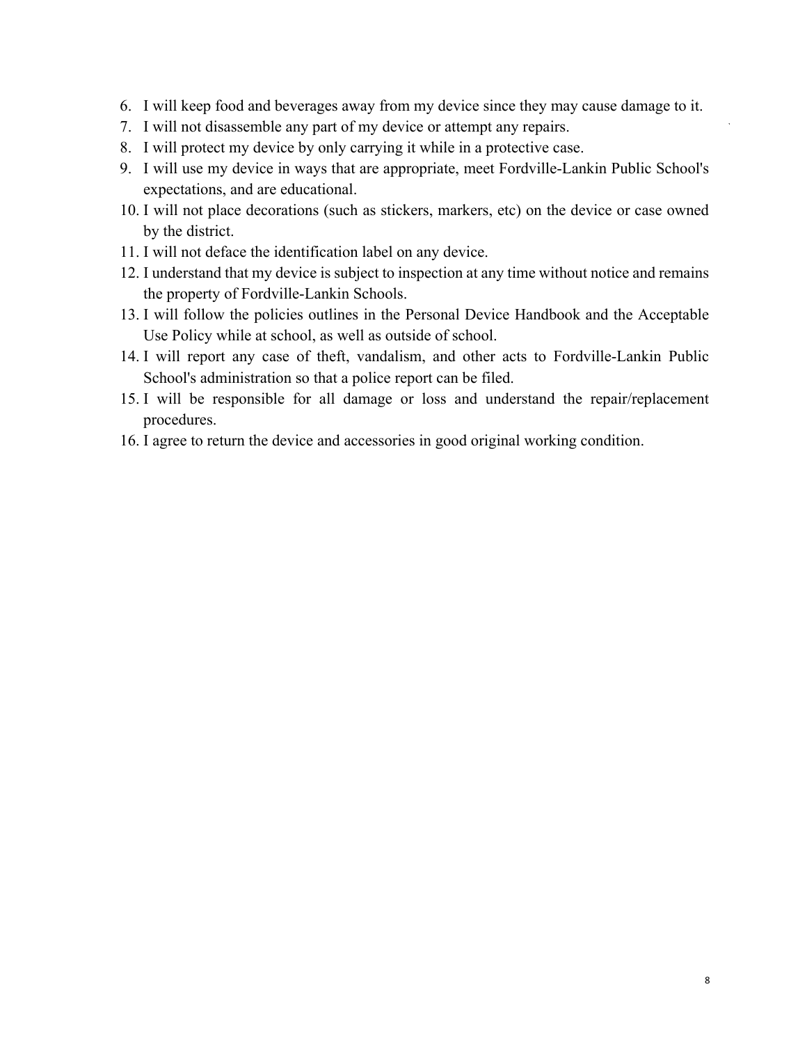6. I will keep food and beverages away from my device since they may cause damage to it.
7. I will not disassemble any part of my device or attempt any repairs.
8. I will protect my device by only carrying it while in a protective case.
9. I will use my device in ways that are appropriate, meet Fordville-Lankin Public School's expectations, and are educational.
10. I will not place decorations (such as stickers, markers, etc) on the device or case owned by the district.
11. I will not deface the identification label on any device.
12. I understand that my device is subject to inspection at any time without notice and remains the property of Fordville-Lankin Schools.
13. I will follow the policies outlines in the Personal Device Handbook and the Acceptable Use Policy while at school, as well as outside of school.
14. I will report any case of theft, vandalism, and other acts to Fordville-Lankin Public School's administration so that a police report can be filed.
15. I will be responsible for all damage or loss and understand the repair/replacement procedures.
16. I agree to return the device and accessories in good original working condition.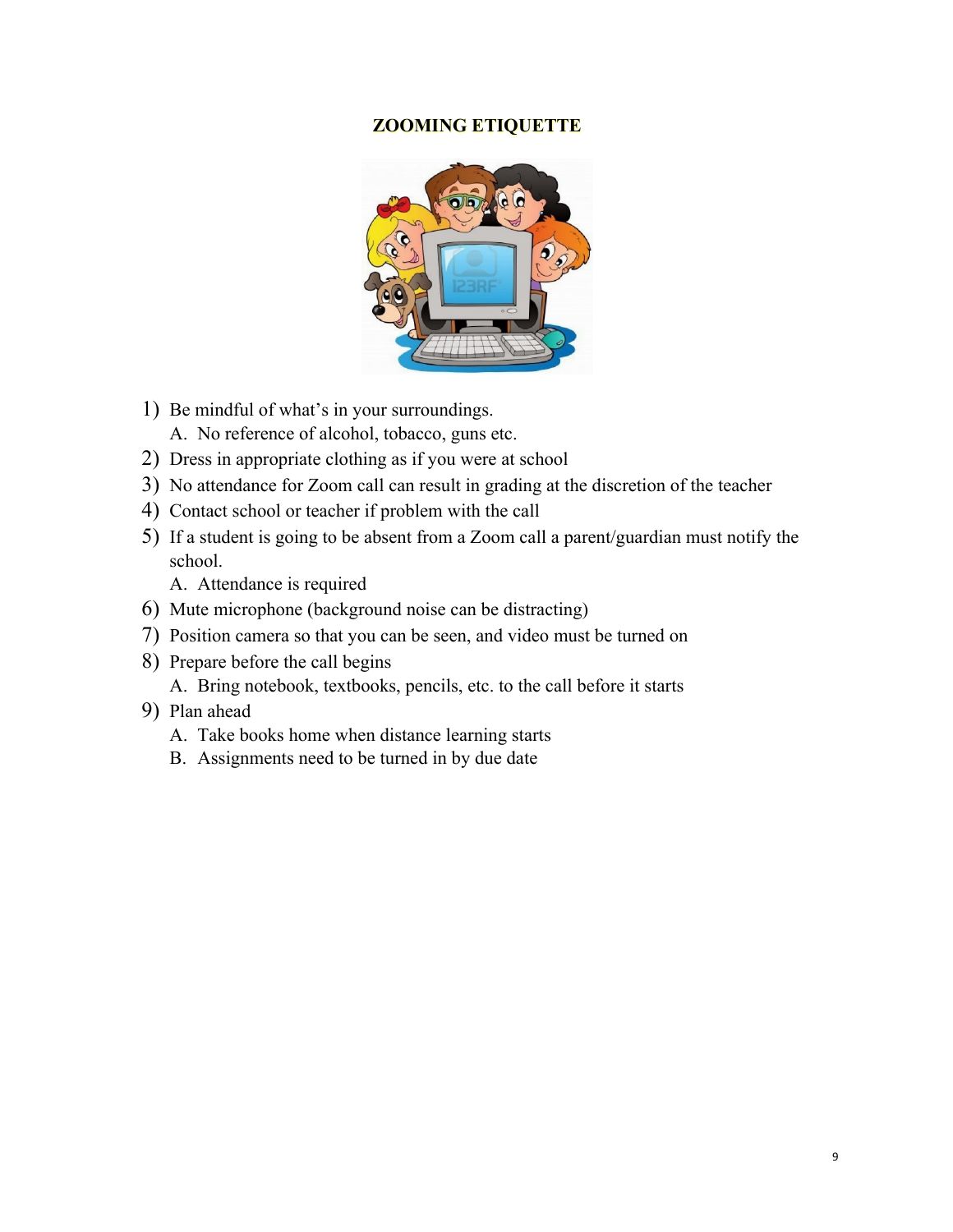# ZOOMING ETIQUETTE

1) Be mindful of what's in your surroundings.
   A. No reference of alcohol, tobacco, guns etc.
2) Dress in appropriate clothing as if you were at school
3) No attendance for Zoom call can result in grading at the discretion of the teacher
4) Contact school or teacher if problem with the call
5) If a student is going to be absent from a Zoom call a parent/guardian must notify the school.
   A. Attendance is required
6) Mute microphone (background noise can be distracting)
7) Position camera so that you can be seen, and video must be turned on
8) Prepare before the call begins
   A. Bring notebook, textbooks, pencils, etc. to the call before it starts
9) Plan ahead
   A. Take books home when distance learning starts
   B. Assignments need to be turned in by due date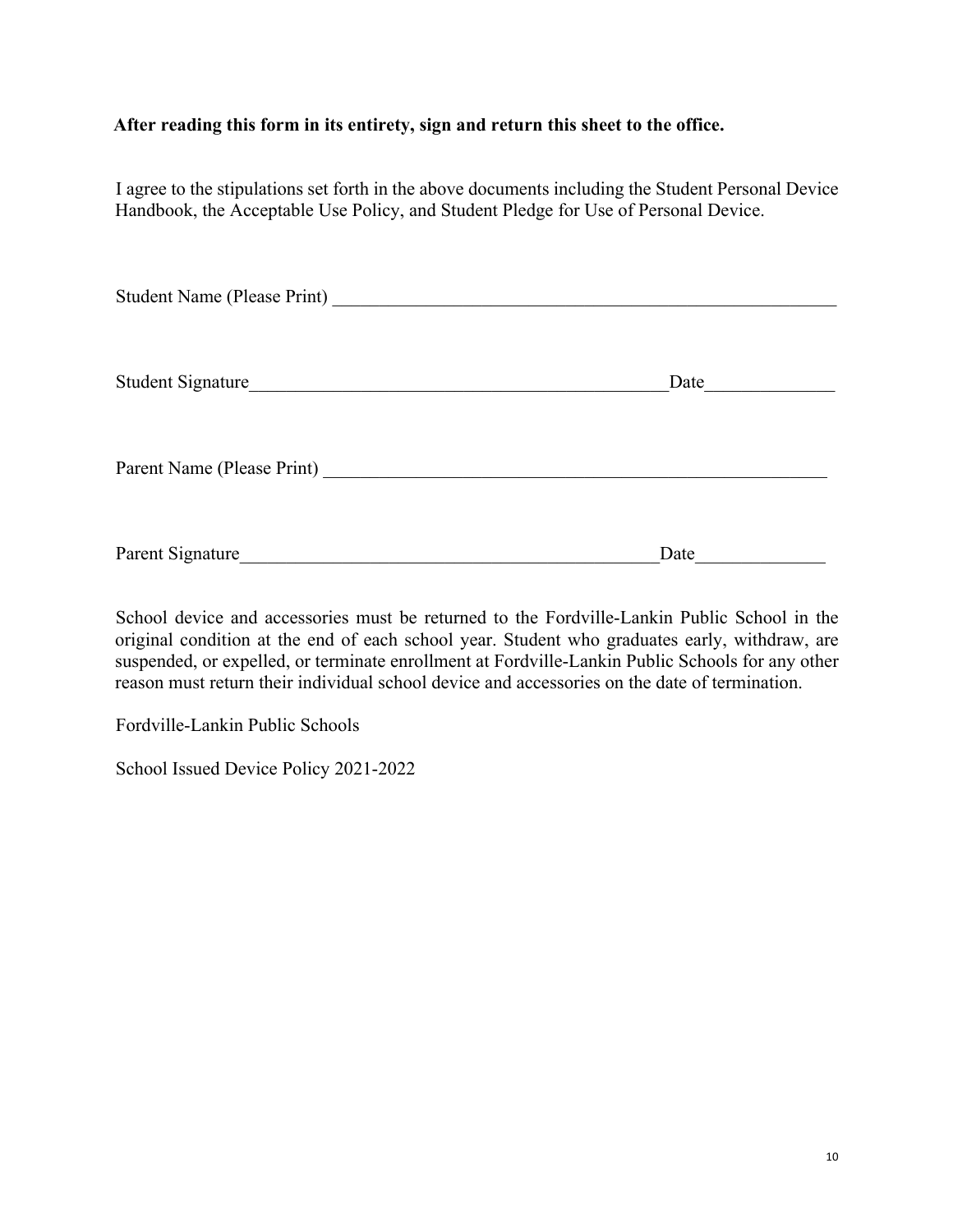**After reading this form in its entirety, sign and return this sheet to the office.**

I agree to the stipulations set forth in the above documents including the Student Personal Device Handbook, the Acceptable Use Policy, and Student Pledge for Use of Personal Device.

Student Name (Please Print) ________________________________________________________

Student Signature_______________________________________________Date______________

Parent Name (Please Print) ________________________________________________________

Parent Signature_______________________________________________Date______________

School device and accessories must be returned to the Fordville-Lankin Public School in the original condition at the end of each school year. Student who graduates early, withdraw, are suspended, or expelled, or terminate enrollment at Fordville-Lankin Public Schools for any other reason must return their individual school device and accessories on the date of termination.

Fordville-Lankin Public Schools

School Issued Device Policy 2021-2022